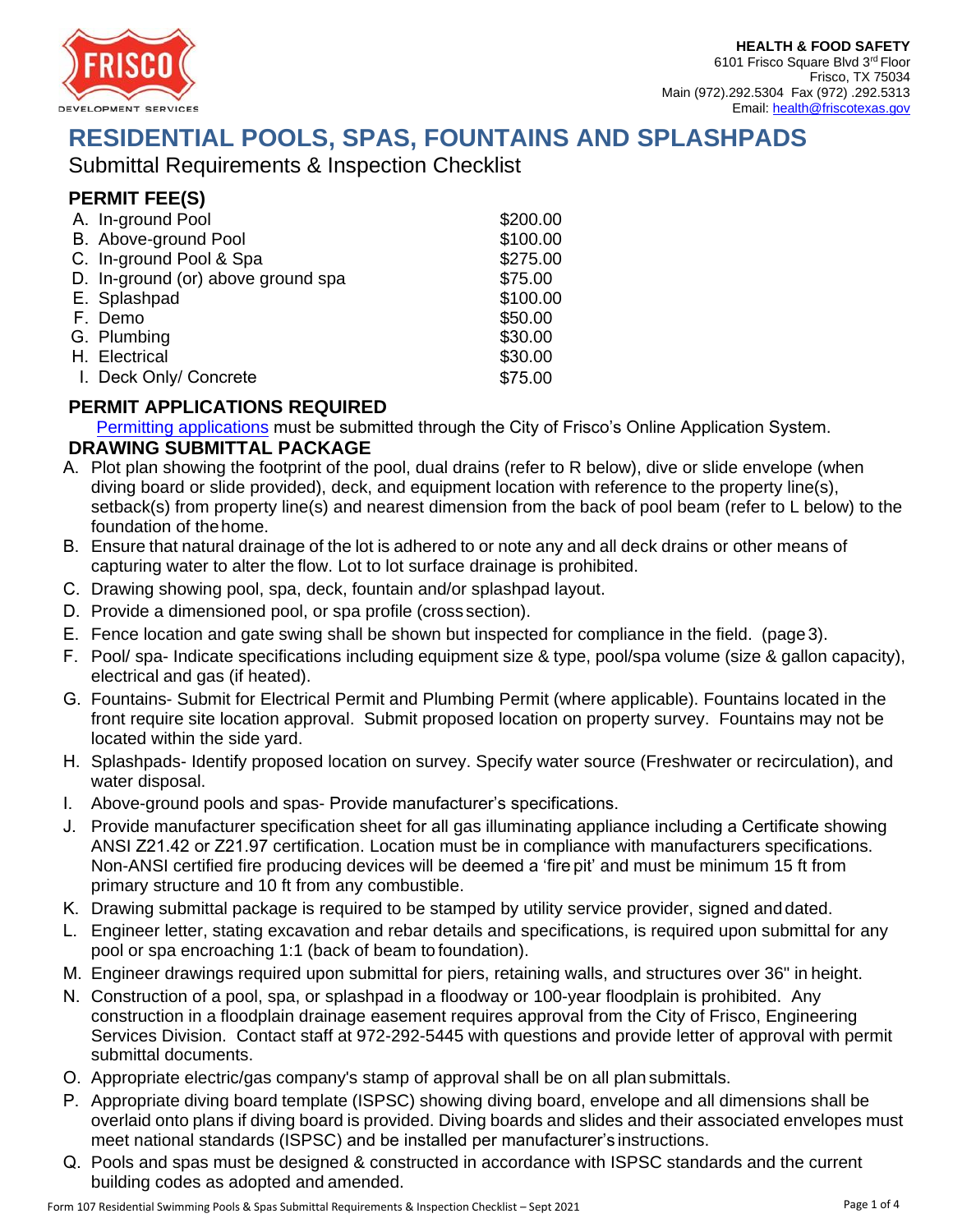**HEALTH & FOOD SAFETY**
6101 Frisco Square Blvd 3rd Floor
Frisco, TX 75034
Main (972).292.5304 Fax (972) .292.5313
Email: health@friscotexas.gov

# RESIDENTIAL POOLS, SPAS, FOUNTAINS AND SPLASHPADS

Submittal Requirements & Inspection Checklist

## PERMIT FEE(S)

| | |
|---|---|
| A. In-ground Pool | $200.00 |
| B. Above-ground Pool | $100.00 |
| C. In-ground Pool & Spa | $275.00 |
| D. In-ground (or) above ground spa | $75.00 |
| E. Splashpad | $100.00 |
| F. Demo | $50.00 |
| G. Plumbing | $30.00 |
| H. Electrical | $30.00 |
| I. Deck Only/ Concrete | $75.00 |

## PERMIT APPLICATIONS REQUIRED

Permitting applications must be submitted through the City of Frisco's Online Application System.

## DRAWING SUBMITTAL PACKAGE

A. Plot plan showing the footprint of the pool, dual drains (refer to R below), dive or slide envelope (when diving board or slide provided), deck, and equipment location with reference to the property line(s), setback(s) from property line(s) and nearest dimension from the back of pool beam (refer to L below) to the foundation of the home.

B. Ensure that natural drainage of the lot is adhered to or note any and all deck drains or other means of capturing water to alter the flow. Lot to lot surface drainage is prohibited.

C. Drawing showing pool, spa, deck, fountain and/or splashpad layout.

D. Provide a dimensioned pool, or spa profile (cross section).

E. Fence location and gate swing shall be shown but inspected for compliance in the field. (page 3).

F. Pool/ spa- Indicate specifications including equipment size & type, pool/spa volume (size & gallon capacity), electrical and gas (if heated).

G. Fountains- Submit for Electrical Permit and Plumbing Permit (where applicable). Fountains located in the front require site location approval. Submit proposed location on property survey. Fountains may not be located within the side yard.

H. Splashpads- Identify proposed location on survey. Specify water source (Freshwater or recirculation), and water disposal.

I. Above-ground pools and spas- Provide manufacturer's specifications.

J. Provide manufacturer specification sheet for all gas illuminating appliance including a Certificate showing ANSI Z21.42 or Z21.97 certification. Location must be in compliance with manufacturers specifications. Non-ANSI certified fire producing devices will be deemed a 'fire pit' and must be minimum 15 ft from primary structure and 10 ft from any combustible.

K. Drawing submittal package is required to be stamped by utility service provider, signed and dated.

L. Engineer letter, stating excavation and rebar details and specifications, is required upon submittal for any pool or spa encroaching 1:1 (back of beam to foundation).

M. Engineer drawings required upon submittal for piers, retaining walls, and structures over 36" in height.

N. Construction of a pool, spa, or splashpad in a floodway or 100-year floodplain is prohibited. Any construction in a floodplain drainage easement requires approval from the City of Frisco, Engineering Services Division. Contact staff at 972-292-5445 with questions and provide letter of approval with permit submittal documents.

O. Appropriate electric/gas company's stamp of approval shall be on all plan submittals.

P. Appropriate diving board template (ISPSC) showing diving board, envelope and all dimensions shall be overlaid onto plans if diving board is provided. Diving boards and slides and their associated envelopes must meet national standards (ISPSC) and be installed per manufacturer's instructions.

Q. Pools and spas must be designed & constructed in accordance with ISPSC standards and the current building codes as adopted and amended.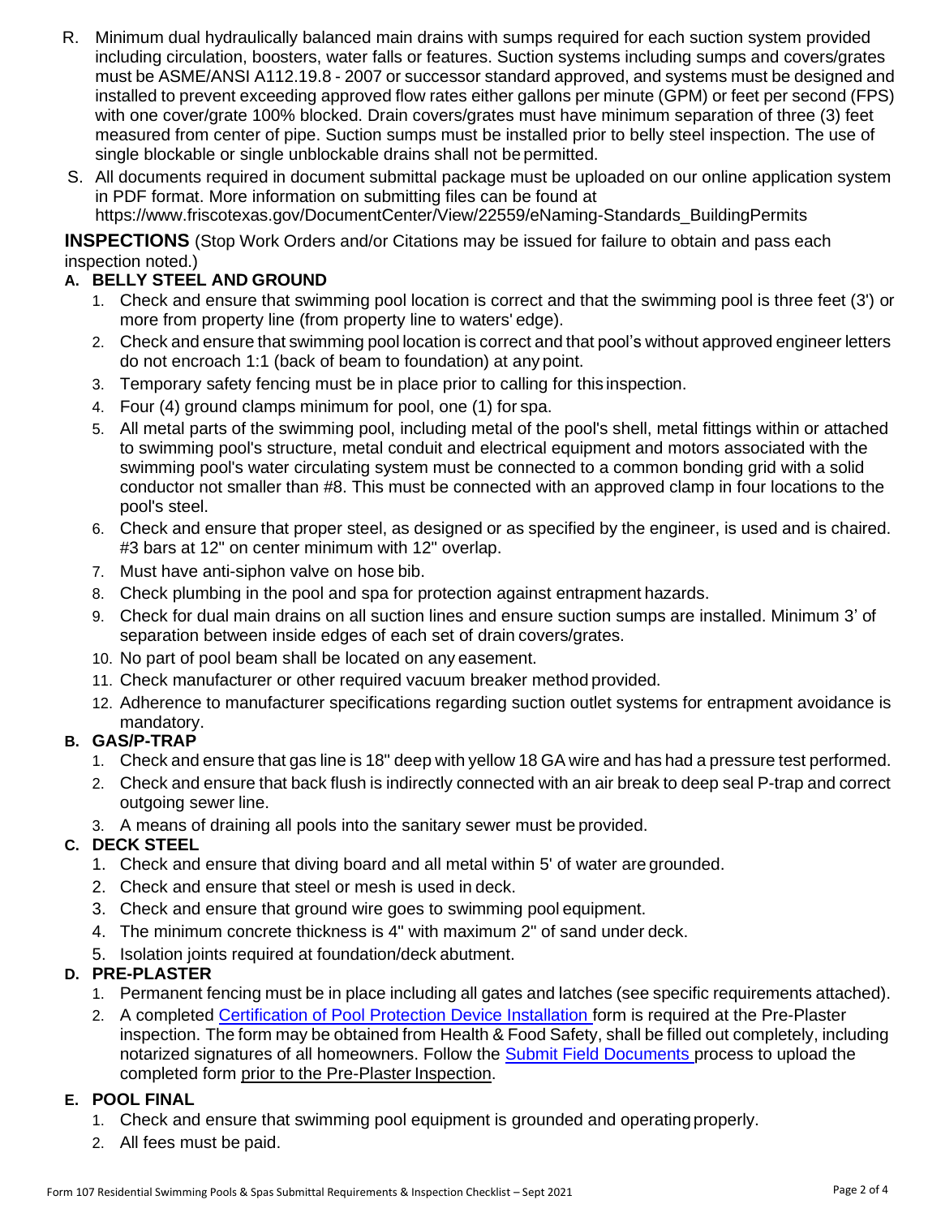R. Minimum dual hydraulically balanced main drains with sumps required for each suction system provided including circulation, boosters, water falls or features. Suction systems including sumps and covers/grates must be ASME/ANSI A112.19.8 - 2007 or successor standard approved, and systems must be designed and installed to prevent exceeding approved flow rates either gallons per minute (GPM) or feet per second (FPS) with one cover/grate 100% blocked. Drain covers/grates must have minimum separation of three (3) feet measured from center of pipe. Suction sumps must be installed prior to belly steel inspection. The use of single blockable or single unblockable drains shall not be permitted.

S. All documents required in document submittal package must be uploaded on our online application system in PDF format. More information on submitting files can be found at https://www.friscotexas.gov/DocumentCenter/View/22559/eNaming-Standards_BuildingPermits

## INSPECTIONS (Stop Work Orders and/or Citations may be issued for failure to obtain and pass each inspection noted.)

### A. BELLY STEEL AND GROUND

1. Check and ensure that swimming pool location is correct and that the swimming pool is three feet (3') or more from property line (from property line to waters' edge).
2. Check and ensure that swimming pool location is correct and that pool's without approved engineer letters do not encroach 1:1 (back of beam to foundation) at any point.
3. Temporary safety fencing must be in place prior to calling for this inspection.
4. Four (4) ground clamps minimum for pool, one (1) for spa.
5. All metal parts of the swimming pool, including metal of the pool's shell, metal fittings within or attached to swimming pool's structure, metal conduit and electrical equipment and motors associated with the swimming pool's water circulating system must be connected to a common bonding grid with a solid conductor not smaller than #8. This must be connected with an approved clamp in four locations to the pool's steel.
6. Check and ensure that proper steel, as designed or as specified by the engineer, is used and is chaired. #3 bars at 12" on center minimum with 12" overlap.
7. Must have anti-siphon valve on hose bib.
8. Check plumbing in the pool and spa for protection against entrapment hazards.
9. Check for dual main drains on all suction lines and ensure suction sumps are installed. Minimum 3' of separation between inside edges of each set of drain covers/grates.
10. No part of pool beam shall be located on any easement.
11. Check manufacturer or other required vacuum breaker method provided.
12. Adherence to manufacturer specifications regarding suction outlet systems for entrapment avoidance is mandatory.

### B. GAS/P-TRAP

1. Check and ensure that gas line is 18" deep with yellow 18 GA wire and has had a pressure test performed.
2. Check and ensure that back flush is indirectly connected with an air break to deep seal P-trap and correct outgoing sewer line.
3. A means of draining all pools into the sanitary sewer must be provided.

### C. DECK STEEL

1. Check and ensure that diving board and all metal within 5' of water are grounded.
2. Check and ensure that steel or mesh is used in deck.
3. Check and ensure that ground wire goes to swimming pool equipment.
4. The minimum concrete thickness is 4" with maximum 2" of sand under deck.
5. Isolation joints required at foundation/deck abutment.

### D. PRE-PLASTER

1. Permanent fencing must be in place including all gates and latches (see specific requirements attached).
2. A completed Certification of Pool Protection Device Installation form is required at the Pre-Plaster inspection. The form may be obtained from Health & Food Safety, shall be filled out completely, including notarized signatures of all homeowners. Follow the Submit Field Documents process to upload the completed form prior to the Pre-Plaster Inspection.

### E. POOL FINAL

1. Check and ensure that swimming pool equipment is grounded and operating properly.
2. All fees must be paid.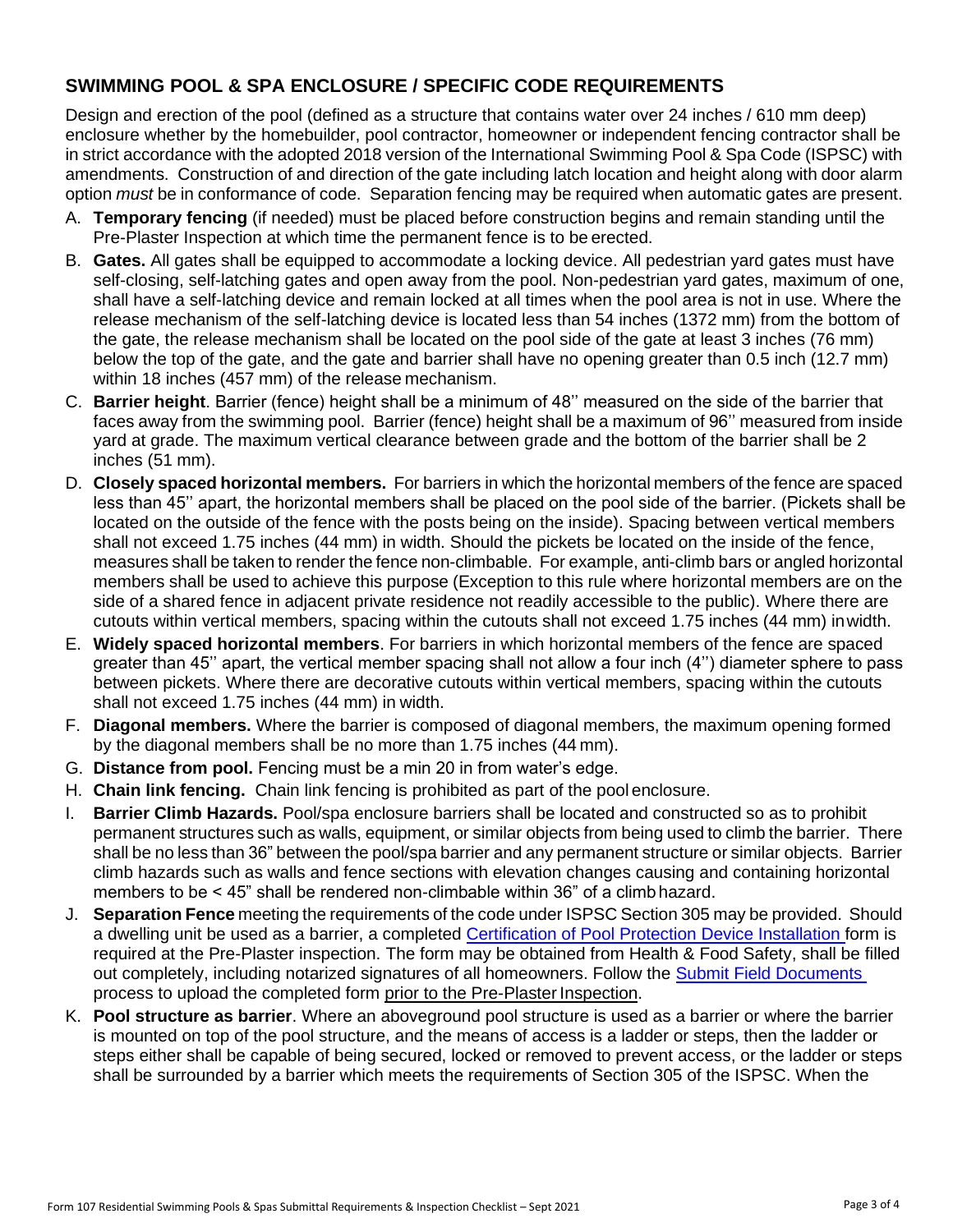## SWIMMING POOL & SPA ENCLOSURE / SPECIFIC CODE REQUIREMENTS

Design and erection of the pool (defined as a structure that contains water over 24 inches / 610 mm deep) enclosure whether by the homebuilder, pool contractor, homeowner or independent fencing contractor shall be in strict accordance with the adopted 2018 version of the International Swimming Pool & Spa Code (ISPSC) with amendments. Construction of and direction of the gate including latch location and height along with door alarm option *must* be in conformance of code. Separation fencing may be required when automatic gates are present.

A. **Temporary fencing** (if needed) must be placed before construction begins and remain standing until the Pre-Plaster Inspection at which time the permanent fence is to be erected.

B. **Gates.** All gates shall be equipped to accommodate a locking device. All pedestrian yard gates must have self-closing, self-latching gates and open away from the pool. Non-pedestrian yard gates, maximum of one, shall have a self-latching device and remain locked at all times when the pool area is not in use. Where the release mechanism of the self-latching device is located less than 54 inches (1372 mm) from the bottom of the gate, the release mechanism shall be located on the pool side of the gate at least 3 inches (76 mm) below the top of the gate, and the gate and barrier shall have no opening greater than 0.5 inch (12.7 mm) within 18 inches (457 mm) of the release mechanism.

C. **Barrier height**. Barrier (fence) height shall be a minimum of 48'' measured on the side of the barrier that faces away from the swimming pool. Barrier (fence) height shall be a maximum of 96'' measured from inside yard at grade. The maximum vertical clearance between grade and the bottom of the barrier shall be 2 inches (51 mm).

D. **Closely spaced horizontal members.** For barriers in which the horizontal members of the fence are spaced less than 45'' apart, the horizontal members shall be placed on the pool side of the barrier. (Pickets shall be located on the outside of the fence with the posts being on the inside). Spacing between vertical members shall not exceed 1.75 inches (44 mm) in width. Should the pickets be located on the inside of the fence, measures shall be taken to render the fence non-climbable. For example, anti-climb bars or angled horizontal members shall be used to achieve this purpose (Exception to this rule where horizontal members are on the side of a shared fence in adjacent private residence not readily accessible to the public). Where there are cutouts within vertical members, spacing within the cutouts shall not exceed 1.75 inches (44 mm) in width.

E. **Widely spaced horizontal members**. For barriers in which horizontal members of the fence are spaced greater than 45'' apart, the vertical member spacing shall not allow a four inch (4'') diameter sphere to pass between pickets. Where there are decorative cutouts within vertical members, spacing within the cutouts shall not exceed 1.75 inches (44 mm) in width.

F. **Diagonal members.** Where the barrier is composed of diagonal members, the maximum opening formed by the diagonal members shall be no more than 1.75 inches (44 mm).

G. **Distance from pool.** Fencing must be a min 20 in from water's edge.

H. **Chain link fencing.** Chain link fencing is prohibited as part of the pool enclosure.

I. **Barrier Climb Hazards.** Pool/spa enclosure barriers shall be located and constructed so as to prohibit permanent structures such as walls, equipment, or similar objects from being used to climb the barrier. There shall be no less than 36" between the pool/spa barrier and any permanent structure or similar objects. Barrier climb hazards such as walls and fence sections with elevation changes causing and containing horizontal members to be < 45" shall be rendered non-climbable within 36" of a climb hazard.

J. **Separation Fence** meeting the requirements of the code under ISPSC Section 305 may be provided. Should a dwelling unit be used as a barrier, a completed [Certification of Pool Protection Device Installation](#) form is required at the Pre-Plaster inspection. The form may be obtained from Health & Food Safety, shall be filled out completely, including notarized signatures of all homeowners. Follow the [Submit Field Documents](#) process to upload the completed form prior to the Pre-Plaster Inspection.

K. **Pool structure as barrier**. Where an aboveground pool structure is used as a barrier or where the barrier is mounted on top of the pool structure, and the means of access is a ladder or steps, then the ladder or steps either shall be capable of being secured, locked or removed to prevent access, or the ladder or steps shall be surrounded by a barrier which meets the requirements of Section 305 of the ISPSC. When the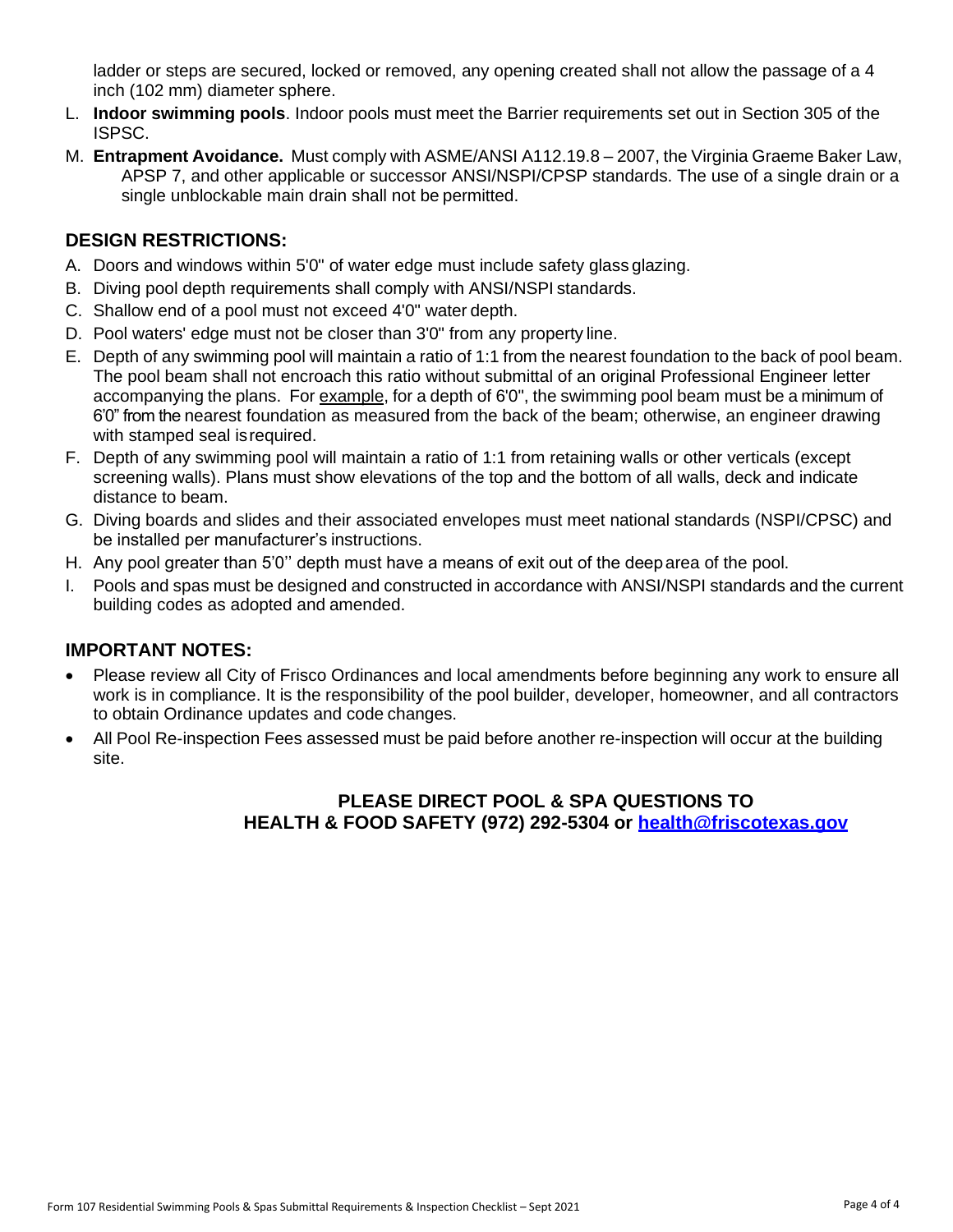ladder or steps are secured, locked or removed, any opening created shall not allow the passage of a 4 inch (102 mm) diameter sphere.

L. **Indoor swimming pools**. Indoor pools must meet the Barrier requirements set out in Section 305 of the ISPSC.

M. **Entrapment Avoidance.** Must comply with ASME/ANSI A112.19.8 – 2007, the Virginia Graeme Baker Law, APSP 7, and other applicable or successor ANSI/NSPI/CPSP standards. The use of a single drain or a single unblockable main drain shall not be permitted.

## DESIGN RESTRICTIONS:

A. Doors and windows within 5'0" of water edge must include safety glass glazing.

B. Diving pool depth requirements shall comply with ANSI/NSPI standards.

C. Shallow end of a pool must not exceed 4'0" water depth.

D. Pool waters' edge must not be closer than 3'0" from any property line.

E. Depth of any swimming pool will maintain a ratio of 1:1 from the nearest foundation to the back of pool beam. The pool beam shall not encroach this ratio without submittal of an original Professional Engineer letter accompanying the plans. For example, for a depth of 6'0", the swimming pool beam must be a minimum of 6'0" from the nearest foundation as measured from the back of the beam; otherwise, an engineer drawing with stamped seal is required.

F. Depth of any swimming pool will maintain a ratio of 1:1 from retaining walls or other verticals (except screening walls). Plans must show elevations of the top and the bottom of all walls, deck and indicate distance to beam.

G. Diving boards and slides and their associated envelopes must meet national standards (NSPI/CPSC) and be installed per manufacturer's instructions.

H. Any pool greater than 5'0'' depth must have a means of exit out of the deep area of the pool.

I. Pools and spas must be designed and constructed in accordance with ANSI/NSPI standards and the current building codes as adopted and amended.

## IMPORTANT NOTES:

- Please review all City of Frisco Ordinances and local amendments before beginning any work to ensure all work is in compliance. It is the responsibility of the pool builder, developer, homeowner, and all contractors to obtain Ordinance updates and code changes.
- All Pool Re-inspection Fees assessed must be paid before another re-inspection will occur at the building site.

**PLEASE DIRECT POOL & SPA QUESTIONS TO**
**HEALTH & FOOD SAFETY (972) 292-5304 or health@friscotexas.gov**

Form 107 Residential Swimming Pools & Spas Submittal Requirements & Inspection Checklist – Sept 2021